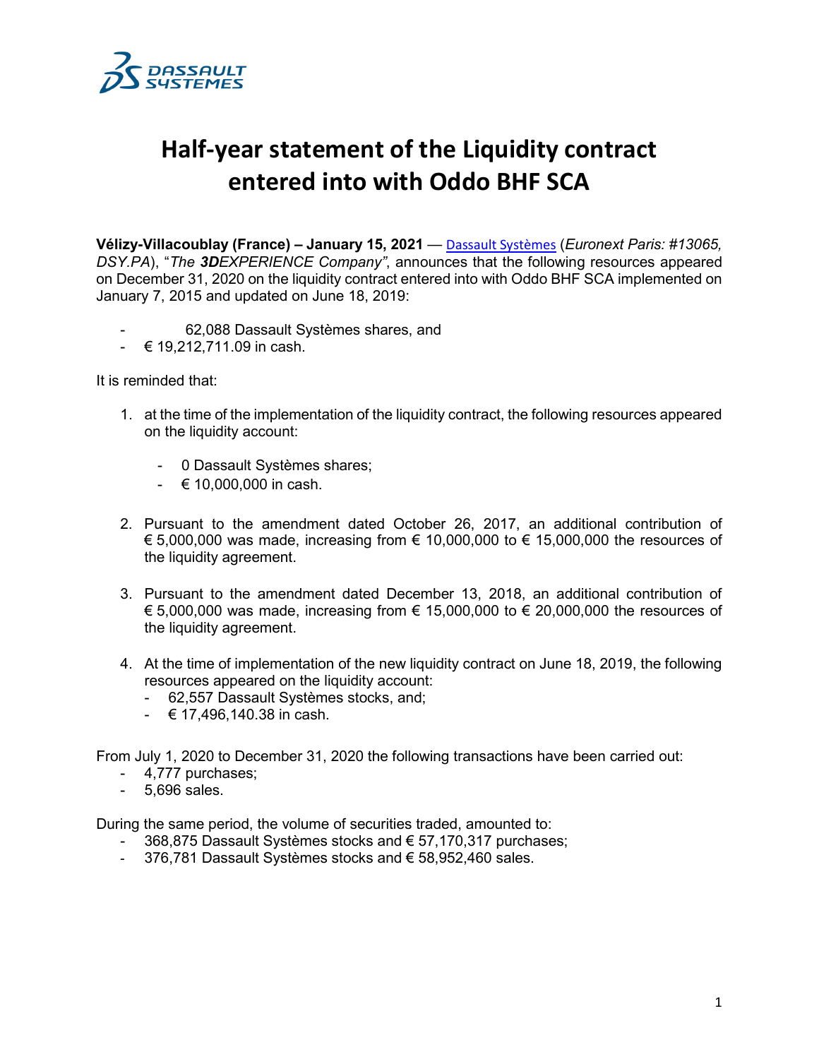# Half-year statement of the Liquidity contract entered into with Oddo BHF SCA

**Vélizy-Villacoublay (France) – January 15, 2021** — Dassault Systèmes (*Euronext Paris: #13065, DSY.PA*), "*The **3D**EXPERIENCE Company"*, announces that the following resources appeared on December 31, 2020 on the liquidity contract entered into with Oddo BHF SCA implemented on January 7, 2015 and updated on June 18, 2019:

- 62,088 Dassault Systèmes shares, and
- € 19,212,711.09 in cash.

It is reminded that:

1. at the time of the implementation of the liquidity contract, the following resources appeared on the liquidity account:
   - 0 Dassault Systèmes shares;
   - € 10,000,000 in cash.

2. Pursuant to the amendment dated October 26, 2017, an additional contribution of € 5,000,000 was made, increasing from € 10,000,000 to € 15,000,000 the resources of the liquidity agreement.

3. Pursuant to the amendment dated December 13, 2018, an additional contribution of € 5,000,000 was made, increasing from € 15,000,000 to € 20,000,000 the resources of the liquidity agreement.

4. At the time of implementation of the new liquidity contract on June 18, 2019, the following resources appeared on the liquidity account:
   - 62,557 Dassault Systèmes stocks, and;
   - € 17,496,140.38 in cash.

From July 1, 2020 to December 31, 2020 the following transactions have been carried out:

- 4,777 purchases;
- 5,696 sales.

During the same period, the volume of securities traded, amounted to:

- 368,875 Dassault Systèmes stocks and € 57,170,317 purchases;
- 376,781 Dassault Systèmes stocks and € 58,952,460 sales.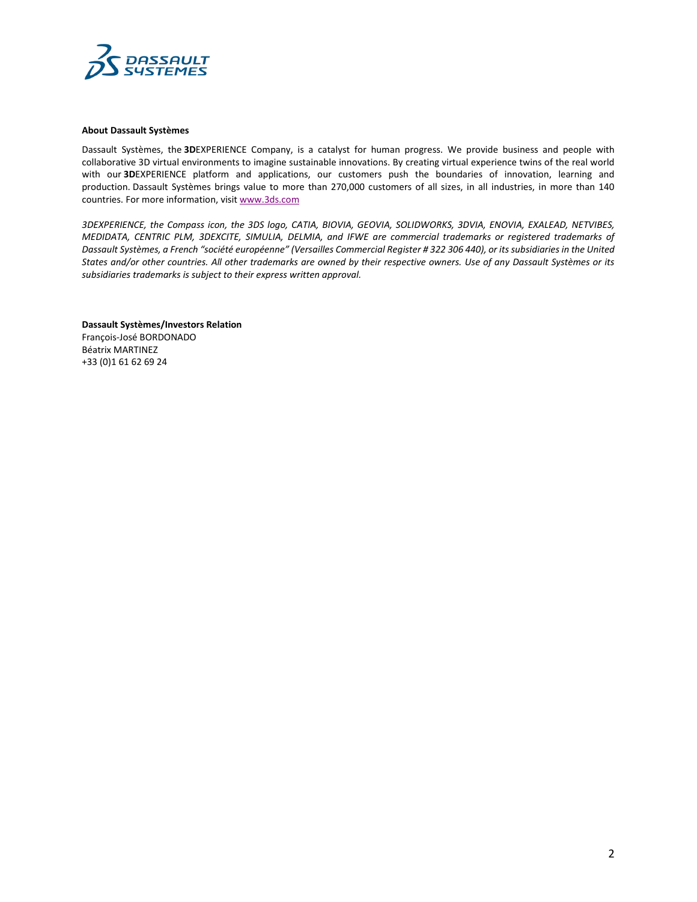**About Dassault Systèmes**

Dassault Systèmes, the **3D**EXPERIENCE Company, is a catalyst for human progress. We provide business and people with collaborative 3D virtual environments to imagine sustainable innovations. By creating virtual experience twins of the real world with our **3D**EXPERIENCE platform and applications, our customers push the boundaries of innovation, learning and production. Dassault Systèmes brings value to more than 270,000 customers of all sizes, in all industries, in more than 140 countries. For more information, visit www.3ds.com

*3DEXPERIENCE, the Compass icon, the 3DS logo, CATIA, BIOVIA, GEOVIA, SOLIDWORKS, 3DVIA, ENOVIA, EXALEAD, NETVIBES, MEDIDATA, CENTRIC PLM, 3DEXCITE, SIMULIA, DELMIA, and IFWE are commercial trademarks or registered trademarks of Dassault Systèmes, a French "société européenne" (Versailles Commercial Register # 322 306 440), or its subsidiaries in the United States and/or other countries. All other trademarks are owned by their respective owners. Use of any Dassault Systèmes or its subsidiaries trademarks is subject to their express written approval.*

**Dassault Systèmes/Investors Relation**
François-José BORDONADO
Béatrix MARTINEZ
+33 (0)1 61 62 69 24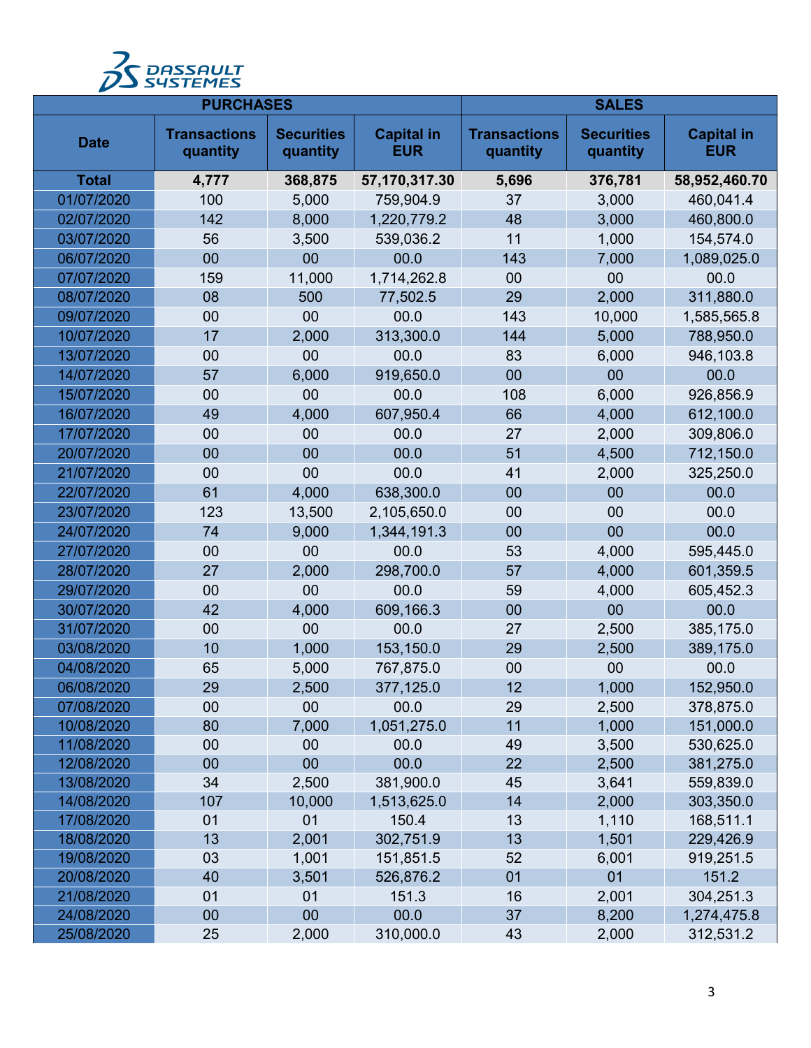| Date | PURCHASES | | | SALES | | |
|---|---|---|---|---|---|---|
| | Transactions quantity | Securities quantity | Capital in EUR | Transactions quantity | Securities quantity | Capital in EUR |
| **Total** | **4,777** | **368,875** | **57,170,317.30** | **5,696** | **376,781** | **58,952,460.70** |
| 01/07/2020 | 100 | 5,000 | 759,904.9 | 37 | 3,000 | 460,041.4 |
| 02/07/2020 | 142 | 8,000 | 1,220,779.2 | 48 | 3,000 | 460,800.0 |
| 03/07/2020 | 56 | 3,500 | 539,036.2 | 11 | 1,000 | 154,574.0 |
| 06/07/2020 | 00 | 00 | 00.0 | 143 | 7,000 | 1,089,025.0 |
| 07/07/2020 | 159 | 11,000 | 1,714,262.8 | 00 | 00 | 00.0 |
| 08/07/2020 | 08 | 500 | 77,502.5 | 29 | 2,000 | 311,880.0 |
| 09/07/2020 | 00 | 00 | 00.0 | 143 | 10,000 | 1,585,565.8 |
| 10/07/2020 | 17 | 2,000 | 313,300.0 | 144 | 5,000 | 788,950.0 |
| 13/07/2020 | 00 | 00 | 00.0 | 83 | 6,000 | 946,103.8 |
| 14/07/2020 | 57 | 6,000 | 919,650.0 | 00 | 00 | 00.0 |
| 15/07/2020 | 00 | 00 | 00.0 | 108 | 6,000 | 926,856.9 |
| 16/07/2020 | 49 | 4,000 | 607,950.4 | 66 | 4,000 | 612,100.0 |
| 17/07/2020 | 00 | 00 | 00.0 | 27 | 2,000 | 309,806.0 |
| 20/07/2020 | 00 | 00 | 00.0 | 51 | 4,500 | 712,150.0 |
| 21/07/2020 | 00 | 00 | 00.0 | 41 | 2,000 | 325,250.0 |
| 22/07/2020 | 61 | 4,000 | 638,300.0 | 00 | 00 | 00.0 |
| 23/07/2020 | 123 | 13,500 | 2,105,650.0 | 00 | 00 | 00.0 |
| 24/07/2020 | 74 | 9,000 | 1,344,191.3 | 00 | 00 | 00.0 |
| 27/07/2020 | 00 | 00 | 00.0 | 53 | 4,000 | 595,445.0 |
| 28/07/2020 | 27 | 2,000 | 298,700.0 | 57 | 4,000 | 601,359.5 |
| 29/07/2020 | 00 | 00 | 00.0 | 59 | 4,000 | 605,452.3 |
| 30/07/2020 | 42 | 4,000 | 609,166.3 | 00 | 00 | 00.0 |
| 31/07/2020 | 00 | 00 | 00.0 | 27 | 2,500 | 385,175.0 |
| 03/08/2020 | 10 | 1,000 | 153,150.0 | 29 | 2,500 | 389,175.0 |
| 04/08/2020 | 65 | 5,000 | 767,875.0 | 00 | 00 | 00.0 |
| 06/08/2020 | 29 | 2,500 | 377,125.0 | 12 | 1,000 | 152,950.0 |
| 07/08/2020 | 00 | 00 | 00.0 | 29 | 2,500 | 378,875.0 |
| 10/08/2020 | 80 | 7,000 | 1,051,275.0 | 11 | 1,000 | 151,000.0 |
| 11/08/2020 | 00 | 00 | 00.0 | 49 | 3,500 | 530,625.0 |
| 12/08/2020 | 00 | 00 | 00.0 | 22 | 2,500 | 381,275.0 |
| 13/08/2020 | 34 | 2,500 | 381,900.0 | 45 | 3,641 | 559,839.0 |
| 14/08/2020 | 107 | 10,000 | 1,513,625.0 | 14 | 2,000 | 303,350.0 |
| 17/08/2020 | 01 | 01 | 150.4 | 13 | 1,110 | 168,511.1 |
| 18/08/2020 | 13 | 2,001 | 302,751.9 | 13 | 1,501 | 229,426.9 |
| 19/08/2020 | 03 | 1,001 | 151,851.5 | 52 | 6,001 | 919,251.5 |
| 20/08/2020 | 40 | 3,501 | 526,876.2 | 01 | 01 | 151.2 |
| 21/08/2020 | 01 | 01 | 151.3 | 16 | 2,001 | 304,251.3 |
| 24/08/2020 | 00 | 00 | 00.0 | 37 | 8,200 | 1,274,475.8 |
| 25/08/2020 | 25 | 2,000 | 310,000.0 | 43 | 2,000 | 312,531.2 |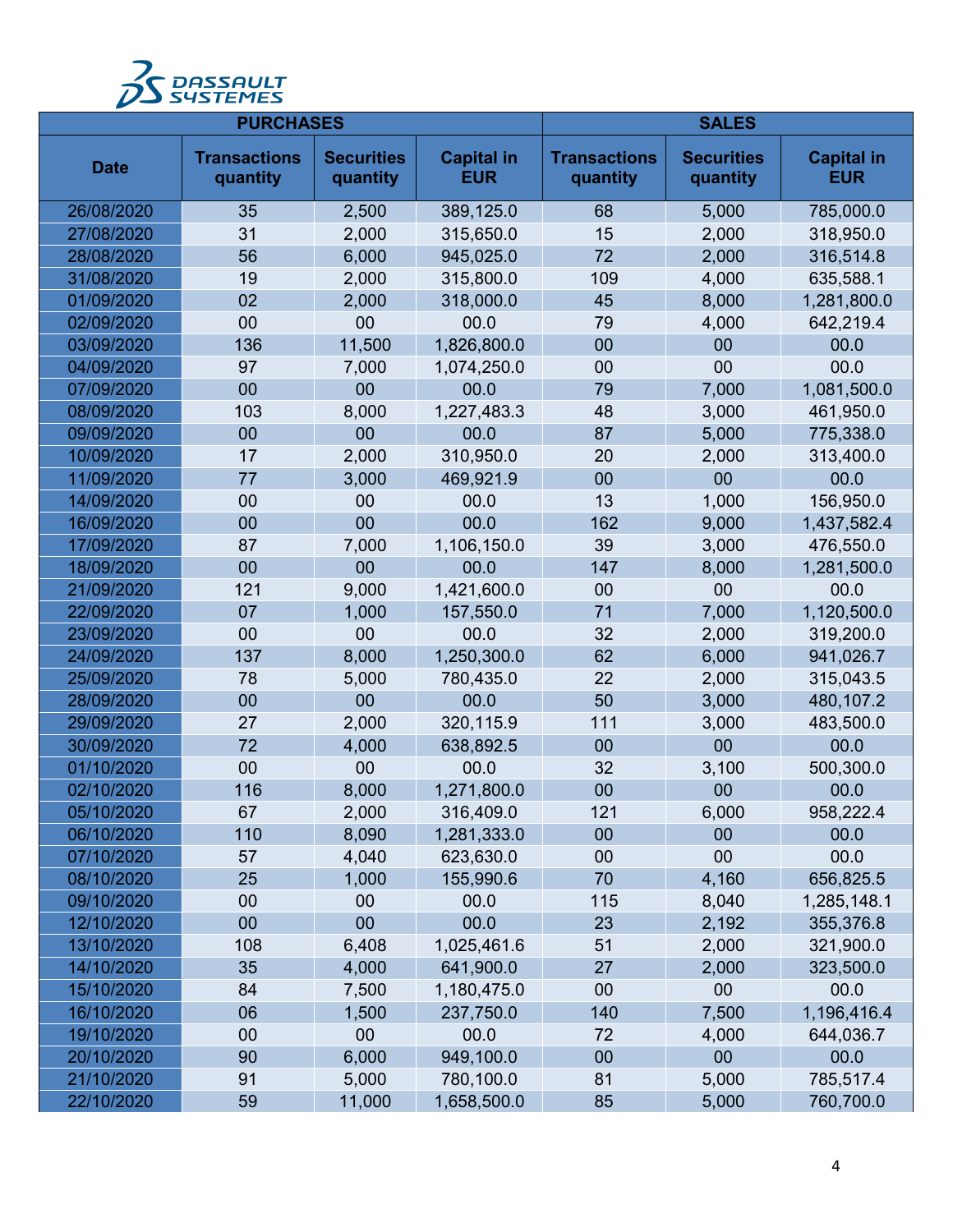| | PURCHASES | | | SALES | | |
|---|---|---|---|---|---|---|
| **Date** | **Transactions quantity** | **Securities quantity** | **Capital in EUR** | **Transactions quantity** | **Securities quantity** | **Capital in EUR** |
| 26/08/2020 | 35 | 2,500 | 389,125.0 | 68 | 5,000 | 785,000.0 |
| 27/08/2020 | 31 | 2,000 | 315,650.0 | 15 | 2,000 | 318,950.0 |
| 28/08/2020 | 56 | 6,000 | 945,025.0 | 72 | 2,000 | 316,514.8 |
| 31/08/2020 | 19 | 2,000 | 315,800.0 | 109 | 4,000 | 635,588.1 |
| 01/09/2020 | 02 | 2,000 | 318,000.0 | 45 | 8,000 | 1,281,800.0 |
| 02/09/2020 | 00 | 00 | 00.0 | 79 | 4,000 | 642,219.4 |
| 03/09/2020 | 136 | 11,500 | 1,826,800.0 | 00 | 00 | 00.0 |
| 04/09/2020 | 97 | 7,000 | 1,074,250.0 | 00 | 00 | 00.0 |
| 07/09/2020 | 00 | 00 | 00.0 | 79 | 7,000 | 1,081,500.0 |
| 08/09/2020 | 103 | 8,000 | 1,227,483.3 | 48 | 3,000 | 461,950.0 |
| 09/09/2020 | 00 | 00 | 00.0 | 87 | 5,000 | 775,338.0 |
| 10/09/2020 | 17 | 2,000 | 310,950.0 | 20 | 2,000 | 313,400.0 |
| 11/09/2020 | 77 | 3,000 | 469,921.9 | 00 | 00 | 00.0 |
| 14/09/2020 | 00 | 00 | 00.0 | 13 | 1,000 | 156,950.0 |
| 16/09/2020 | 00 | 00 | 00.0 | 162 | 9,000 | 1,437,582.4 |
| 17/09/2020 | 87 | 7,000 | 1,106,150.0 | 39 | 3,000 | 476,550.0 |
| 18/09/2020 | 00 | 00 | 00.0 | 147 | 8,000 | 1,281,500.0 |
| 21/09/2020 | 121 | 9,000 | 1,421,600.0 | 00 | 00 | 00.0 |
| 22/09/2020 | 07 | 1,000 | 157,550.0 | 71 | 7,000 | 1,120,500.0 |
| 23/09/2020 | 00 | 00 | 00.0 | 32 | 2,000 | 319,200.0 |
| 24/09/2020 | 137 | 8,000 | 1,250,300.0 | 62 | 6,000 | 941,026.7 |
| 25/09/2020 | 78 | 5,000 | 780,435.0 | 22 | 2,000 | 315,043.5 |
| 28/09/2020 | 00 | 00 | 00.0 | 50 | 3,000 | 480,107.2 |
| 29/09/2020 | 27 | 2,000 | 320,115.9 | 111 | 3,000 | 483,500.0 |
| 30/09/2020 | 72 | 4,000 | 638,892.5 | 00 | 00 | 00.0 |
| 01/10/2020 | 00 | 00 | 00.0 | 32 | 3,100 | 500,300.0 |
| 02/10/2020 | 116 | 8,000 | 1,271,800.0 | 00 | 00 | 00.0 |
| 05/10/2020 | 67 | 2,000 | 316,409.0 | 121 | 6,000 | 958,222.4 |
| 06/10/2020 | 110 | 8,090 | 1,281,333.0 | 00 | 00 | 00.0 |
| 07/10/2020 | 57 | 4,040 | 623,630.0 | 00 | 00 | 00.0 |
| 08/10/2020 | 25 | 1,000 | 155,990.6 | 70 | 4,160 | 656,825.5 |
| 09/10/2020 | 00 | 00 | 00.0 | 115 | 8,040 | 1,285,148.1 |
| 12/10/2020 | 00 | 00 | 00.0 | 23 | 2,192 | 355,376.8 |
| 13/10/2020 | 108 | 6,408 | 1,025,461.6 | 51 | 2,000 | 321,900.0 |
| 14/10/2020 | 35 | 4,000 | 641,900.0 | 27 | 2,000 | 323,500.0 |
| 15/10/2020 | 84 | 7,500 | 1,180,475.0 | 00 | 00 | 00.0 |
| 16/10/2020 | 06 | 1,500 | 237,750.0 | 140 | 7,500 | 1,196,416.4 |
| 19/10/2020 | 00 | 00 | 00.0 | 72 | 4,000 | 644,036.7 |
| 20/10/2020 | 90 | 6,000 | 949,100.0 | 00 | 00 | 00.0 |
| 21/10/2020 | 91 | 5,000 | 780,100.0 | 81 | 5,000 | 785,517.4 |
| 22/10/2020 | 59 | 11,000 | 1,658,500.0 | 85 | 5,000 | 760,700.0 |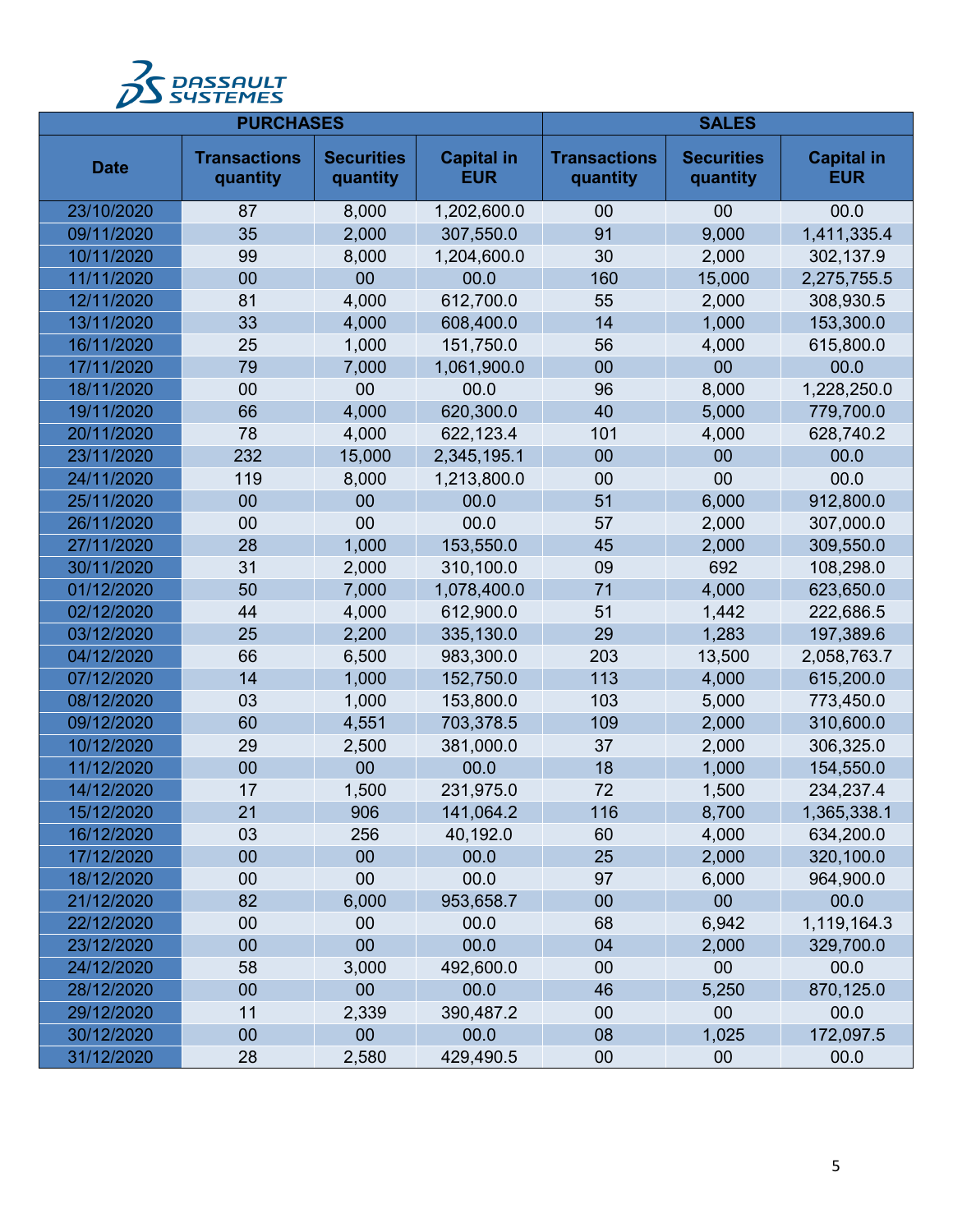| | PURCHASES | | | SALES | | |
|---|---|---|---|---|---|---|
| **Date** | **Transactions quantity** | **Securities quantity** | **Capital in EUR** | **Transactions quantity** | **Securities quantity** | **Capital in EUR** |
| 23/10/2020 | 87 | 8,000 | 1,202,600.0 | 00 | 00 | 00.0 |
| 09/11/2020 | 35 | 2,000 | 307,550.0 | 91 | 9,000 | 1,411,335.4 |
| 10/11/2020 | 99 | 8,000 | 1,204,600.0 | 30 | 2,000 | 302,137.9 |
| 11/11/2020 | 00 | 00 | 00.0 | 160 | 15,000 | 2,275,755.5 |
| 12/11/2020 | 81 | 4,000 | 612,700.0 | 55 | 2,000 | 308,930.5 |
| 13/11/2020 | 33 | 4,000 | 608,400.0 | 14 | 1,000 | 153,300.0 |
| 16/11/2020 | 25 | 1,000 | 151,750.0 | 56 | 4,000 | 615,800.0 |
| 17/11/2020 | 79 | 7,000 | 1,061,900.0 | 00 | 00 | 00.0 |
| 18/11/2020 | 00 | 00 | 00.0 | 96 | 8,000 | 1,228,250.0 |
| 19/11/2020 | 66 | 4,000 | 620,300.0 | 40 | 5,000 | 779,700.0 |
| 20/11/2020 | 78 | 4,000 | 622,123.4 | 101 | 4,000 | 628,740.2 |
| 23/11/2020 | 232 | 15,000 | 2,345,195.1 | 00 | 00 | 00.0 |
| 24/11/2020 | 119 | 8,000 | 1,213,800.0 | 00 | 00 | 00.0 |
| 25/11/2020 | 00 | 00 | 00.0 | 51 | 6,000 | 912,800.0 |
| 26/11/2020 | 00 | 00 | 00.0 | 57 | 2,000 | 307,000.0 |
| 27/11/2020 | 28 | 1,000 | 153,550.0 | 45 | 2,000 | 309,550.0 |
| 30/11/2020 | 31 | 2,000 | 310,100.0 | 09 | 692 | 108,298.0 |
| 01/12/2020 | 50 | 7,000 | 1,078,400.0 | 71 | 4,000 | 623,650.0 |
| 02/12/2020 | 44 | 4,000 | 612,900.0 | 51 | 1,442 | 222,686.5 |
| 03/12/2020 | 25 | 2,200 | 335,130.0 | 29 | 1,283 | 197,389.6 |
| 04/12/2020 | 66 | 6,500 | 983,300.0 | 203 | 13,500 | 2,058,763.7 |
| 07/12/2020 | 14 | 1,000 | 152,750.0 | 113 | 4,000 | 615,200.0 |
| 08/12/2020 | 03 | 1,000 | 153,800.0 | 103 | 5,000 | 773,450.0 |
| 09/12/2020 | 60 | 4,551 | 703,378.5 | 109 | 2,000 | 310,600.0 |
| 10/12/2020 | 29 | 2,500 | 381,000.0 | 37 | 2,000 | 306,325.0 |
| 11/12/2020 | 00 | 00 | 00.0 | 18 | 1,000 | 154,550.0 |
| 14/12/2020 | 17 | 1,500 | 231,975.0 | 72 | 1,500 | 234,237.4 |
| 15/12/2020 | 21 | 906 | 141,064.2 | 116 | 8,700 | 1,365,338.1 |
| 16/12/2020 | 03 | 256 | 40,192.0 | 60 | 4,000 | 634,200.0 |
| 17/12/2020 | 00 | 00 | 00.0 | 25 | 2,000 | 320,100.0 |
| 18/12/2020 | 00 | 00 | 00.0 | 97 | 6,000 | 964,900.0 |
| 21/12/2020 | 82 | 6,000 | 953,658.7 | 00 | 00 | 00.0 |
| 22/12/2020 | 00 | 00 | 00.0 | 68 | 6,942 | 1,119,164.3 |
| 23/12/2020 | 00 | 00 | 00.0 | 04 | 2,000 | 329,700.0 |
| 24/12/2020 | 58 | 3,000 | 492,600.0 | 00 | 00 | 00.0 |
| 28/12/2020 | 00 | 00 | 00.0 | 46 | 5,250 | 870,125.0 |
| 29/12/2020 | 11 | 2,339 | 390,487.2 | 00 | 00 | 00.0 |
| 30/12/2020 | 00 | 00 | 00.0 | 08 | 1,025 | 172,097.5 |
| 31/12/2020 | 28 | 2,580 | 429,490.5 | 00 | 00 | 00.0 |